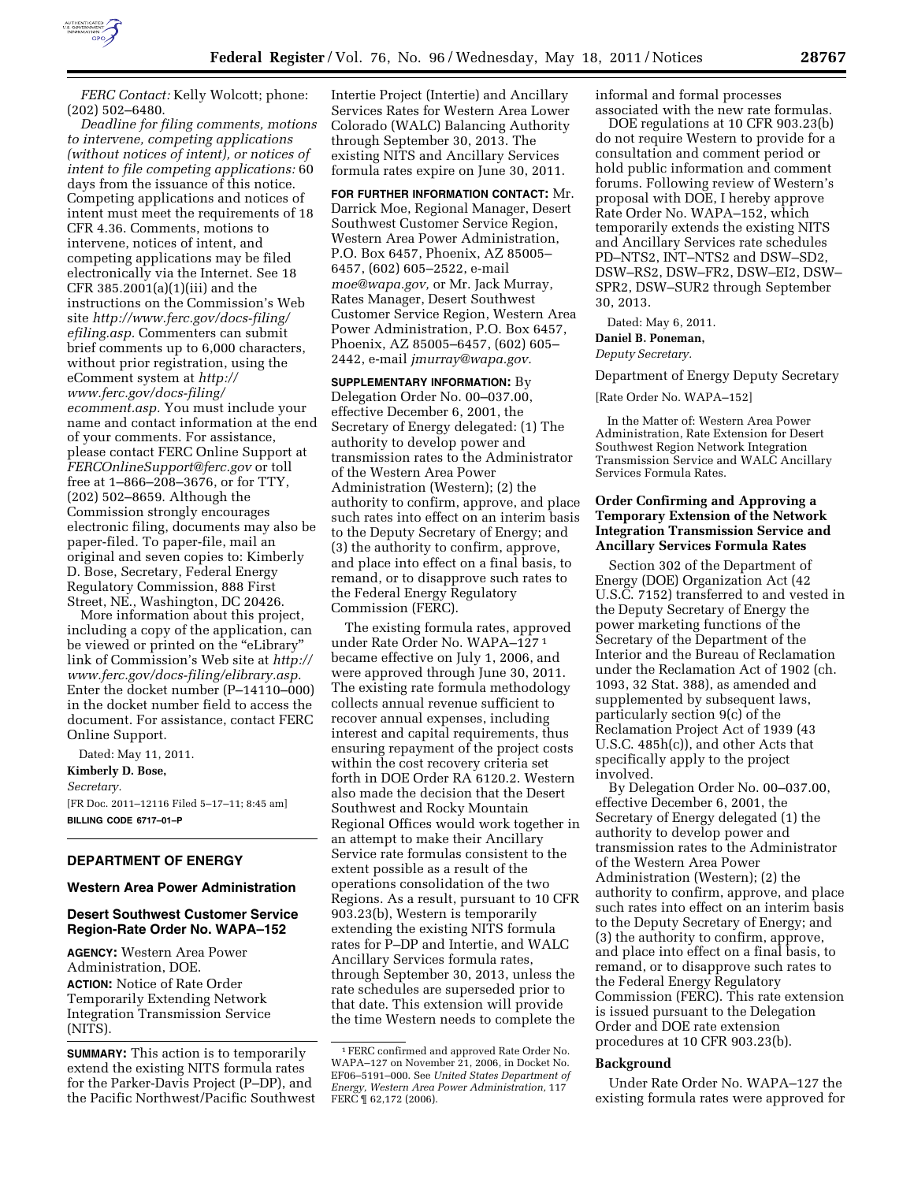*FERC Contact:* Kelly Wolcott; phone: (202) 502–6480.

*Deadline for filing comments, motions to intervene, competing applications (without notices of intent), or notices of intent to file competing applications:* 60 days from the issuance of this notice. Competing applications and notices of intent must meet the requirements of 18 CFR 4.36. Comments, motions to intervene, notices of intent, and competing applications may be filed electronically via the Internet. See 18 CFR 385.2001(a)(1)(iii) and the instructions on the Commission's Web site *http://www.ferc.gov/docs-filing/efiling.asp.* Commenters can submit brief comments up to 6,000 characters, without prior registration, using the eComment system at *http://www.ferc.gov/docs-filing/ecomment.asp.* You must include your name and contact information at the end of your comments. For assistance, please contact FERC Online Support at *FERCOnlineSupport@ferc.gov* or toll free at 1–866–208–3676, or for TTY, (202) 502–8659. Although the Commission strongly encourages electronic filing, documents may also be paper-filed. To paper-file, mail an original and seven copies to: Kimberly D. Bose, Secretary, Federal Energy Regulatory Commission, 888 First Street, NE., Washington, DC 20426.

More information about this project, including a copy of the application, can be viewed or printed on the "eLibrary" link of Commission's Web site at *http://www.ferc.gov/docs-filing/elibrary.asp.* Enter the docket number (P–14110–000) in the docket number field to access the document. For assistance, contact FERC Online Support.

Dated: May 11, 2011.

**Kimberly D. Bose,**

*Secretary.*

[FR Doc. 2011–12116 Filed 5–17–11; 8:45 am]

**BILLING CODE 6717–01–P**

## DEPARTMENT OF ENERGY

### Western Area Power Administration

### Desert Southwest Customer Service Region-Rate Order No. WAPA–152

**AGENCY:** Western Area Power Administration, DOE.

**ACTION:** Notice of Rate Order Temporarily Extending Network Integration Transmission Service (NITS).

**SUMMARY:** This action is to temporarily extend the existing NITS formula rates for the Parker-Davis Project (P–DP), and the Pacific Northwest/Pacific Southwest Intertie Project (Intertie) and Ancillary Services Rates for Western Area Lower Colorado (WALC) Balancing Authority through September 30, 2013. The existing NITS and Ancillary Services formula rates expire on June 30, 2011.

**FOR FURTHER INFORMATION CONTACT:** Mr. Darrick Moe, Regional Manager, Desert Southwest Customer Service Region, Western Area Power Administration, P.O. Box 6457, Phoenix, AZ 85005–6457, (602) 605–2522, e-mail *moe@wapa.gov,* or Mr. Jack Murray, Rates Manager, Desert Southwest Customer Service Region, Western Area Power Administration, P.O. Box 6457, Phoenix, AZ 85005–6457, (602) 605–2442, e-mail *jmurray@wapa.gov.*

**SUPPLEMENTARY INFORMATION:** By Delegation Order No. 00–037.00, effective December 6, 2001, the Secretary of Energy delegated: (1) The authority to develop power and transmission rates to the Administrator of the Western Area Power Administration (Western); (2) the authority to confirm, approve, and place such rates into effect on an interim basis to the Deputy Secretary of Energy; and (3) the authority to confirm, approve, and place into effect on a final basis, to remand, or to disapprove such rates to the Federal Energy Regulatory Commission (FERC).

The existing formula rates, approved under Rate Order No. WAPA–127 [1] became effective on July 1, 2006, and were approved through June 30, 2011. The existing rate formula methodology collects annual revenue sufficient to recover annual expenses, including interest and capital requirements, thus ensuring repayment of the project costs within the cost recovery criteria set forth in DOE Order RA 6120.2. Western also made the decision that the Desert Southwest and Rocky Mountain Regional Offices would work together in an attempt to make their Ancillary Service rate formulas consistent to the extent possible as a result of the operations consolidation of the two Regions. As a result, pursuant to 10 CFR 903.23(b), Western is temporarily extending the existing NITS formula rates for P–DP and Intertie, and WALC Ancillary Services formula rates, through September 30, 2013, unless the rate schedules are superseded prior to that date. This extension will provide the time Western needs to complete the informal and formal processes associated with the new rate formulas.

DOE regulations at 10 CFR 903.23(b) do not require Western to provide for a consultation and comment period or hold public information and comment forums. Following review of Western's proposal with DOE, I hereby approve Rate Order No. WAPA–152, which temporarily extends the existing NITS and Ancillary Services rate schedules PD–NTS2, INT–NTS2 and DSW–SD2, DSW–RS2, DSW–FR2, DSW–EI2, DSW–SPR2, DSW–SUR2 through September 30, 2013.

[1] FERC confirmed and approved Rate Order No. WAPA–127 on November 21, 2006, in Docket No. EF06–5191–000. See *United States Department of Energy, Western Area Power Administration,* 117 FERC ¶ 62,172 (2006).

Dated: May 6, 2011.

**Daniel B. Poneman,**

*Deputy Secretary.*

Department of Energy Deputy Secretary

[Rate Order No. WAPA–152]

In the Matter of: Western Area Power Administration, Rate Extension for Desert Southwest Region Network Integration Transmission Service and WALC Ancillary Services Formula Rates.

### Order Confirming and Approving a Temporary Extension of the Network Integration Transmission Service and Ancillary Services Formula Rates

Section 302 of the Department of Energy (DOE) Organization Act (42 U.S.C. 7152) transferred to and vested in the Deputy Secretary of Energy the power marketing functions of the Secretary of the Department of the Interior and the Bureau of Reclamation under the Reclamation Act of 1902 (ch. 1093, 32 Stat. 388), as amended and supplemented by subsequent laws, particularly section 9(c) of the Reclamation Project Act of 1939 (43 U.S.C. 485h(c)), and other Acts that specifically apply to the project involved.

By Delegation Order No. 00–037.00, effective December 6, 2001, the Secretary of Energy delegated (1) the authority to develop power and transmission rates to the Administrator of the Western Area Power Administration (Western); (2) the authority to confirm, approve, and place such rates into effect on an interim basis to the Deputy Secretary of Energy; and (3) the authority to confirm, approve, and place into effect on a final basis, to remand, or to disapprove such rates to the Federal Energy Regulatory Commission (FERC). This rate extension is issued pursuant to the Delegation Order and DOE rate extension procedures at 10 CFR 903.23(b).

#### Background

Under Rate Order No. WAPA–127 the existing formula rates were approved for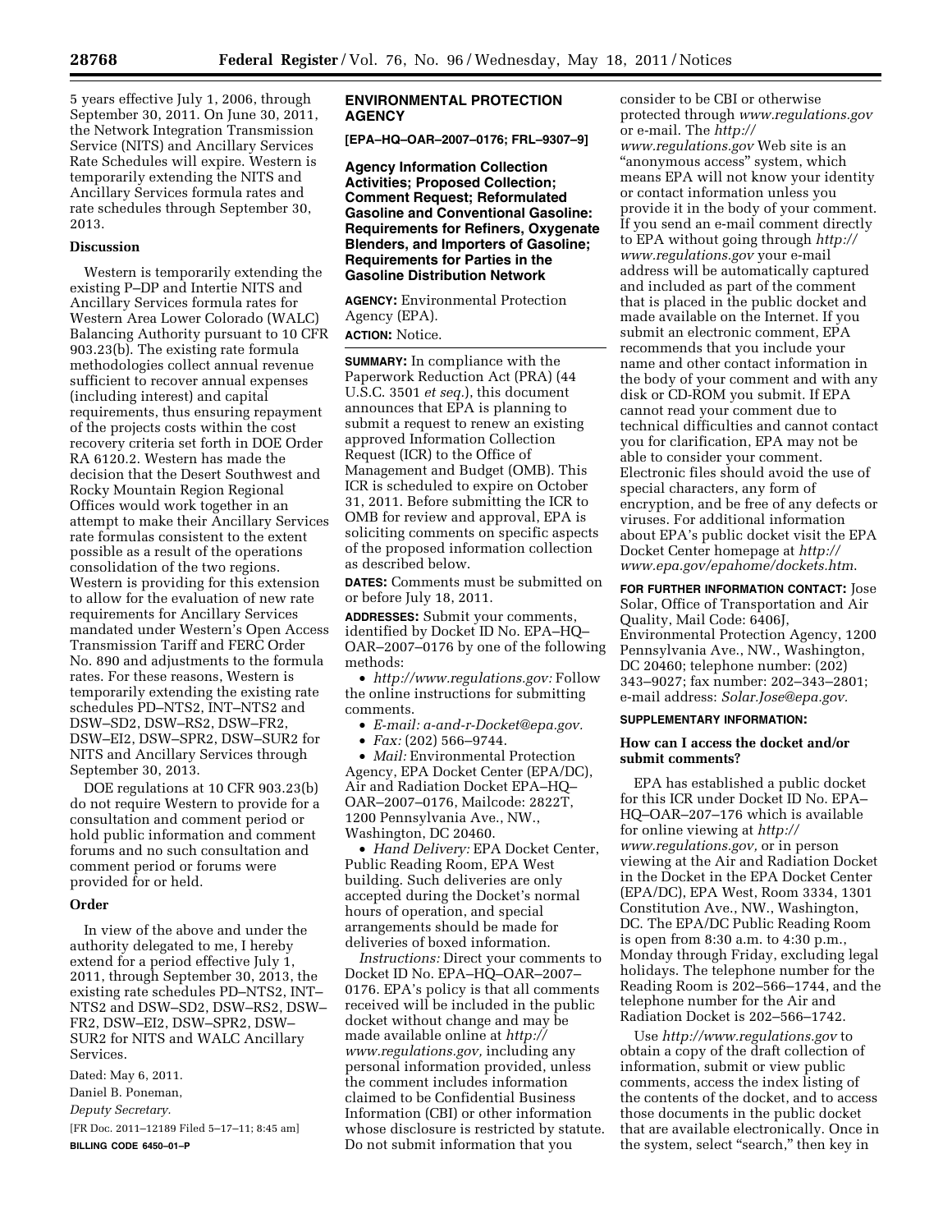5 years effective July 1, 2006, through September 30, 2011. On June 30, 2011, the Network Integration Transmission Service (NITS) and Ancillary Services Rate Schedules will expire. Western is temporarily extending the NITS and Ancillary Services formula rates and rate schedules through September 30, 2013.

### Discussion

Western is temporarily extending the existing P–DP and Intertie NITS and Ancillary Services formula rates for Western Area Lower Colorado (WALC) Balancing Authority pursuant to 10 CFR 903.23(b). The existing rate formula methodologies collect annual revenue sufficient to recover annual expenses (including interest) and capital requirements, thus ensuring repayment of the projects costs within the cost recovery criteria set forth in DOE Order RA 6120.2. Western has made the decision that the Desert Southwest and Rocky Mountain Region Regional Offices would work together in an attempt to make their Ancillary Services rate formulas consistent to the extent possible as a result of the operations consolidation of the two regions. Western is providing for this extension to allow for the evaluation of new rate requirements for Ancillary Services mandated under Western's Open Access Transmission Tariff and FERC Order No. 890 and adjustments to the formula rates. For these reasons, Western is temporarily extending the existing rate schedules PD–NTS2, INT–NTS2 and DSW–SD2, DSW–RS2, DSW–FR2, DSW–EI2, DSW–SPR2, DSW–SUR2 for NITS and Ancillary Services through September 30, 2013.

DOE regulations at 10 CFR 903.23(b) do not require Western to provide for a consultation and comment period or hold public information and comment forums and no such consultation and comment period or forums were provided for or held.

### Order

In view of the above and under the authority delegated to me, I hereby extend for a period effective July 1, 2011, through September 30, 2013, the existing rate schedules PD–NTS2, INT–NTS2 and DSW–SD2, DSW–RS2, DSW–FR2, DSW–EI2, DSW–SPR2, DSW–SUR2 for NITS and WALC Ancillary Services.

Dated: May 6, 2011.

Daniel B. Poneman,

*Deputy Secretary.*

[FR Doc. 2011–12189 Filed 5–17–11; 8:45 am]

**BILLING CODE 6450–01–P**

## ENVIRONMENTAL PROTECTION AGENCY

**[EPA–HQ–OAR–2007–0176; FRL–9307–9]**

## Agency Information Collection Activities; Proposed Collection; Comment Request; Reformulated Gasoline and Conventional Gasoline: Requirements for Refiners, Oxygenate Blenders, and Importers of Gasoline; Requirements for Parties in the Gasoline Distribution Network

**AGENCY:** Environmental Protection Agency (EPA).

**ACTION:** Notice.

**SUMMARY:** In compliance with the Paperwork Reduction Act (PRA) (44 U.S.C. 3501 *et seq.*), this document announces that EPA is planning to submit a request to renew an existing approved Information Collection Request (ICR) to the Office of Management and Budget (OMB). This ICR is scheduled to expire on October 31, 2011. Before submitting the ICR to OMB for review and approval, EPA is soliciting comments on specific aspects of the proposed information collection as described below.

**DATES:** Comments must be submitted on or before July 18, 2011.

**ADDRESSES:** Submit your comments, identified by Docket ID No. EPA–HQ–OAR–2007–0176 by one of the following methods:

- *http://www.regulations.gov:* Follow the online instructions for submitting comments.
- *E-mail: a-and-r-Docket@epa.gov.*
- *Fax:* (202) 566–9744.
- *Mail:* Environmental Protection Agency, EPA Docket Center (EPA/DC), Air and Radiation Docket EPA–HQ–OAR–2007–0176, Mailcode: 2822T, 1200 Pennsylvania Ave., NW., Washington, DC 20460.
- *Hand Delivery:* EPA Docket Center, Public Reading Room, EPA West building. Such deliveries are only accepted during the Docket's normal hours of operation, and special arrangements should be made for deliveries of boxed information.

*Instructions:* Direct your comments to Docket ID No. EPA–HQ–OAR–2007–0176. EPA's policy is that all comments received will be included in the public docket without change and may be made available online at *http://www.regulations.gov,* including any personal information provided, unless the comment includes information claimed to be Confidential Business Information (CBI) or other information whose disclosure is restricted by statute. Do not submit information that you consider to be CBI or otherwise protected through *www.regulations.gov* or e-mail. The *http://www.regulations.gov* Web site is an "anonymous access" system, which means EPA will not know your identity or contact information unless you provide it in the body of your comment. If you send an e-mail comment directly to EPA without going through *http://www.regulations.gov* your e-mail address will be automatically captured and included as part of the comment that is placed in the public docket and made available on the Internet. If you submit an electronic comment, EPA recommends that you include your name and other contact information in the body of your comment and with any disk or CD-ROM you submit. If EPA cannot read your comment due to technical difficulties and cannot contact you for clarification, EPA may not be able to consider your comment. Electronic files should avoid the use of special characters, any form of encryption, and be free of any defects or viruses. For additional information about EPA's public docket visit the EPA Docket Center homepage at *http://www.epa.gov/epahome/dockets.htm*.

**FOR FURTHER INFORMATION CONTACT:** Jose Solar, Office of Transportation and Air Quality, Mail Code: 6406J, Environmental Protection Agency, 1200 Pennsylvania Ave., NW., Washington, DC 20460; telephone number: (202) 343–9027; fax number: 202–343–2801; e-mail address: *Solar.Jose@epa.gov.*

**SUPPLEMENTARY INFORMATION:**

### How can I access the docket and/or submit comments?

EPA has established a public docket for this ICR under Docket ID No. EPA–HQ–OAR–207–176 which is available for online viewing at *http://www.regulations.gov,* or in person viewing at the Air and Radiation Docket in the Docket in the EPA Docket Center (EPA/DC), EPA West, Room 3334, 1301 Constitution Ave., NW., Washington, DC. The EPA/DC Public Reading Room is open from 8:30 a.m. to 4:30 p.m., Monday through Friday, excluding legal holidays. The telephone number for the Reading Room is 202–566–1744, and the telephone number for the Air and Radiation Docket is 202–566–1742.

Use *http://www.regulations.gov* to obtain a copy of the draft collection of information, submit or view public comments, access the index listing of the contents of the docket, and to access those documents in the public docket that are available electronically. Once in the system, select "search," then key in